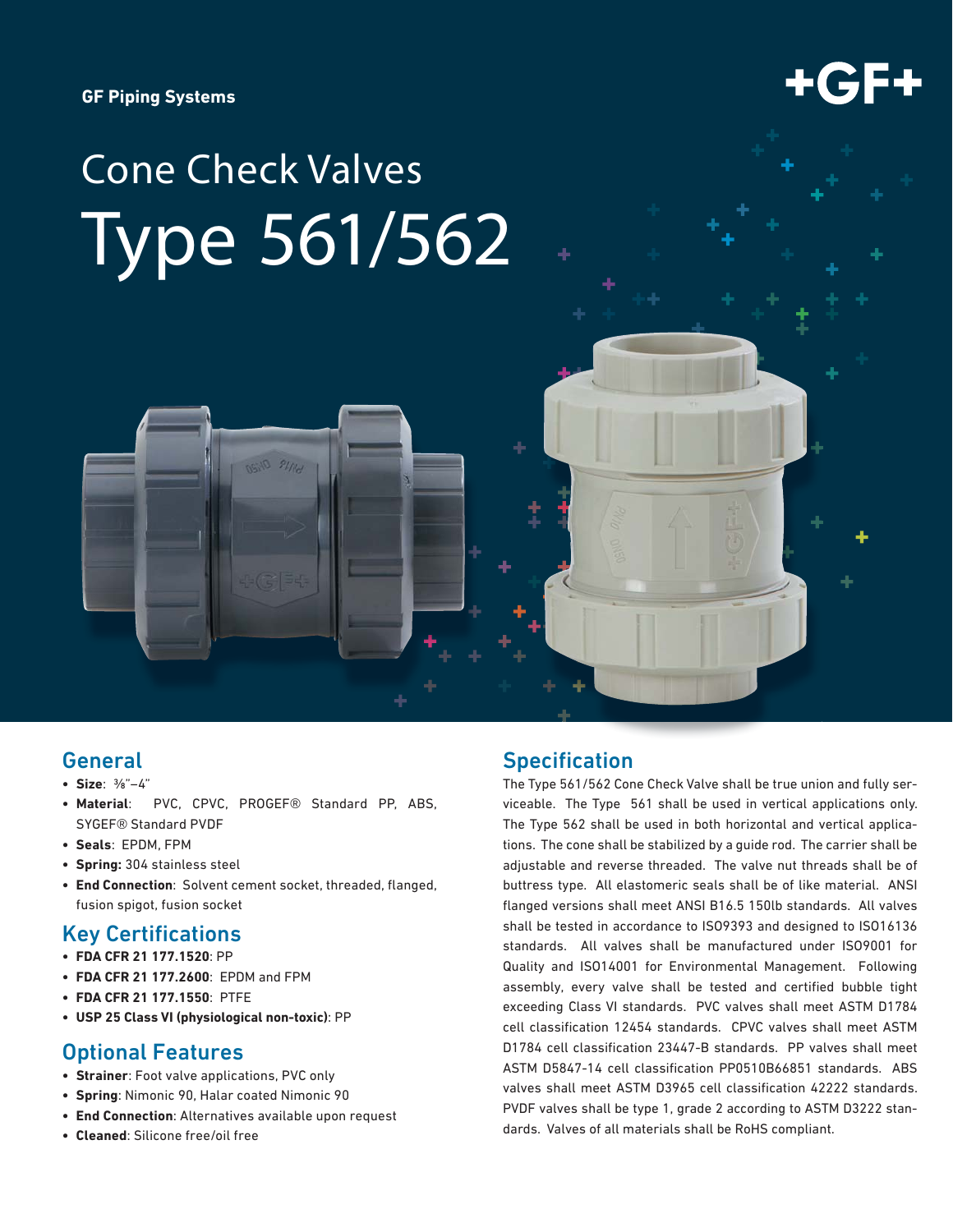GF Piping Systems

# Cone Check Valves Type 561/562

## General

- **Size**: ⅜"–4"
- **Material**: PVC, CPVC, PROGEF® Standard PP, ABS, SYGEF® Standard PVDF
- **Seals**: EPDM, FPM
- **Spring:** 304 stainless steel
- **End Connection**: Solvent cement socket, threaded, flanged, fusion spigot, fusion socket

## Key Certifications

- **FDA CFR 21 177.1520**: PP
- **FDA CFR 21 177.2600**: EPDM and FPM
- **FDA CFR 21 177.1550**: PTFE
- **USP 25 Class VI (physiological non-toxic)**: PP

## Optional Features

- **Strainer**: Foot valve applications, PVC only
- **Spring**: Nimonic 90, Halar coated Nimonic 90
- **End Connection**: Alternatives available upon request
- **Cleaned**: Silicone free/oil free

## Specification

The Type 561/562 Cone Check Valve shall be true union and fully serviceable. The Type 561 shall be used in vertical applications only. The Type 562 shall be used in both horizontal and vertical applications. The cone shall be stabilized by a guide rod. The carrier shall be adjustable and reverse threaded. The valve nut threads shall be of buttress type. All elastomeric seals shall be of like material. ANSI flanged versions shall meet ANSI B16.5 150lb standards. All valves shall be tested in accordance to ISO9393 and designed to ISO16136 standards. All valves shall be manufactured under ISO9001 for Quality and ISO14001 for Environmental Management. Following assembly, every valve shall be tested and certified bubble tight exceeding Class VI standards. PVC valves shall meet ASTM D1784 cell classification 12454 standards. CPVC valves shall meet ASTM D1784 cell classification 23447-B standards. PP valves shall meet ASTM D5847-14 cell classification PP0510B66851 standards. ABS valves shall meet ASTM D3965 cell classification 42222 standards. PVDF valves shall be type 1, grade 2 according to ASTM D3222 standards. Valves of all materials shall be RoHS compliant.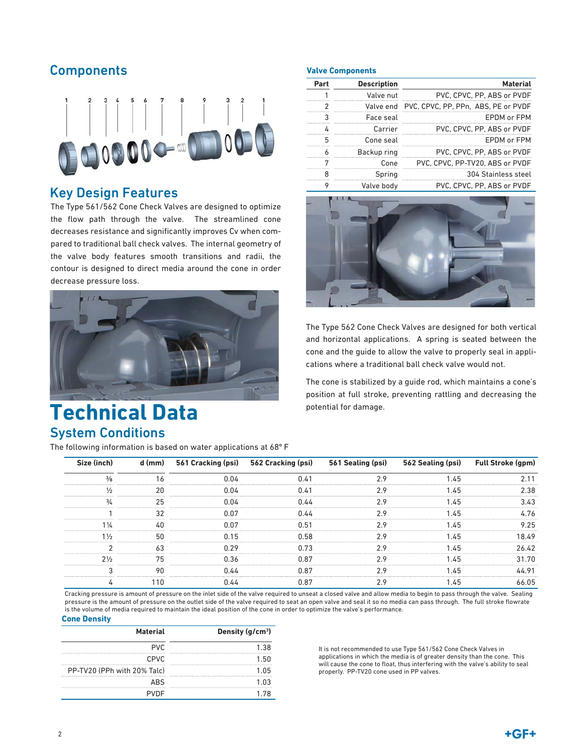## Components

## Key Design Features

The Type 561/562 Cone Check Valves are designed to optimize the flow path through the valve. The streamlined cone decreases resistance and significantly improves Cv when compared to traditional ball check valves. The internal geometry of the valve body features smooth transitions and radii, the contour is designed to direct media around the cone in order decrease pressure loss.

### Valve Components

| Part | Description | Material |
|---|---|---|
| 1 | Valve nut | PVC, CPVC, PP, ABS or PVDF |
| 2 | Valve end | PVC, CPVC, PP, PPn, ABS, PE or PVDF |
| 3 | Face seal | EPDM or FPM |
| 4 | Carrier | PVC, CPVC, PP, ABS or PVDF |
| 5 | Cone seal | EPDM or FPM |
| 6 | Backup ring | PVC, CPVC, PP, ABS or PVDF |
| 7 | Cone | PVC, CPVC, PP-TV20, ABS or PVDF |
| 8 | Spring | 304 Stainless steel |
| 9 | Valve body | PVC, CPVC, PP, ABS or PVDF |

The Type 562 Cone Check Valves are designed for both vertical and horizontal applications. A spring is seated between the cone and the guide to allow the valve to properly seal in applications where a traditional ball check valve would not.

The cone is stabilized by a guide rod, which maintains a cone's position at full stroke, preventing rattling and decreasing the potential for damage.

# Technical Data

## System Conditions

The following information is based on water applications at 68° F

| Size (inch) | d (mm) | 561 Cracking (psi) | 562 Cracking (psi) | 561 Sealing (psi) | 562 Sealing (psi) | Full Stroke (gpm) |
|---|---|---|---|---|---|---|
| ⅜ | 16 | 0.04 | 0.41 | 2.9 | 1.45 | 2.11 |
| ½ | 20 | 0.04 | 0.41 | 2.9 | 1.45 | 2.38 |
| ¾ | 25 | 0.04 | 0.44 | 2.9 | 1.45 | 3.43 |
| 1 | 32 | 0.07 | 0.44 | 2.9 | 1.45 | 4.76 |
| 1¼ | 40 | 0.07 | 0.51 | 2.9 | 1.45 | 9.25 |
| 1½ | 50 | 0.15 | 0.58 | 2.9 | 1.45 | 18.49 |
| 2 | 63 | 0.29 | 0.73 | 2.9 | 1.45 | 26.42 |
| 2½ | 75 | 0.36 | 0.87 | 2.9 | 1.45 | 31.70 |
| 3 | 90 | 0.44 | 0.87 | 2.9 | 1.45 | 44.91 |
| 4 | 110 | 0.44 | 0.87 | 2.9 | 1.45 | 66.05 |

Cracking pressure is amount of pressure on the inlet side of the valve required to unseat a closed valve and allow media to begin to pass through the valve. Sealing pressure is the amount of pressure on the outlet side of the valve required to seat an open valve and seal it so no media can pass through. The full stroke flowrate is the volume of media required to maintain the ideal position of the cone in order to optimize the valve's performance.

### Cone Density

| Material | Density (g/cm³) |
|---|---|
| PVC | 1.38 |
| CPVC | 1.50 |
| PP-TV20 (PPh with 20% Talc) | 1.05 |
| ABS | 1.03 |
| PVDF | 1.78 |

It is not recommended to use Type 561/562 Cone Check Valves in applications in which the media is of greater density than the cone. This will cause the cone to float, thus interfering with the valve's ability to seal properly. PP-TV20 cone used in PP valves.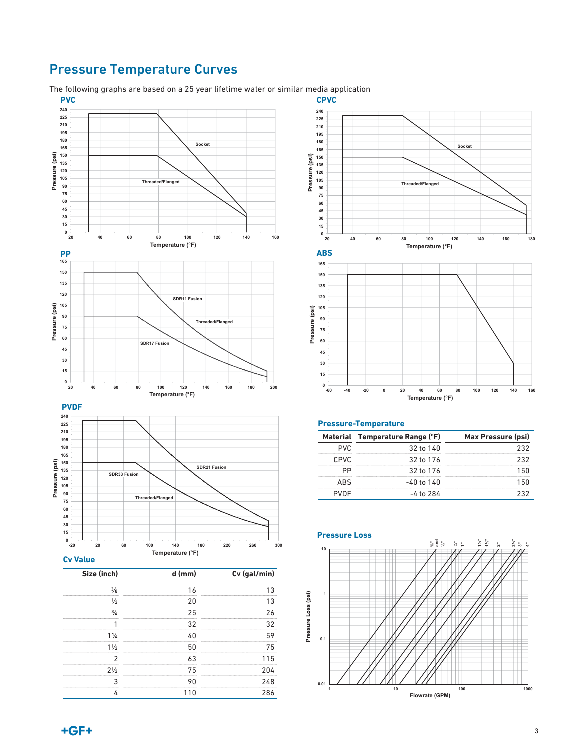# Pressure Temperature Curves

The following graphs are based on a 25 year lifetime water or similar media application

## Pressure-Temperature

| Material | Temperature Range (°F) | Max Pressure (psi) |
|---|---|---|
| PVC | 32 to 140 | 232 |
| CPVC | 32 to 176 | 232 |
| PP | 32 to 176 | 150 |
| ABS | -40 to 140 | 150 |
| PVDF | -4 to 284 | 232 |

## Cv Value

| Size (inch) | d (mm) | Cv (gal/min) |
|---|---|---|
| ⅜ | 16 | 13 |
| ½ | 20 | 13 |
| ¾ | 25 | 26 |
| 1 | 32 | 32 |
| 1¼ | 40 | 59 |
| 1½ | 50 | 75 |
| 2 | 63 | 115 |
| 2½ | 75 | 204 |
| 3 | 90 | 248 |
| 4 | 110 | 286 |

## Pressure Loss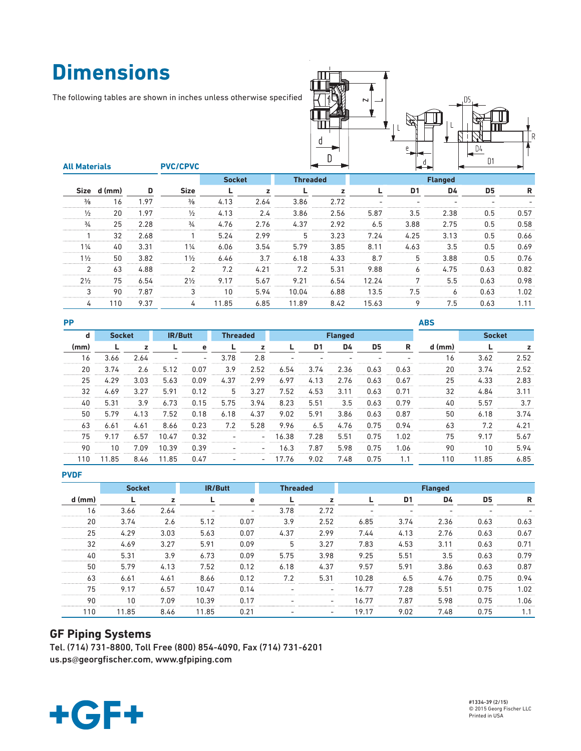# Dimensions

The following tables are shown in inches unless otherwise specified

d D z L L e d D5 L D4 D1 R

**All Materials** / **PVC/CPVC**

| All Materials | | | PVC/CPVC | Socket | | Threaded | | Flanged | | | | |
|---|---|---|---|---|---|---|---|---|---|---|---|---|
| Size | d (mm) | D | Size | L | z | L | z | L | D1 | D4 | D5 | R |
| ⅜ | 16 | 1.97 | ⅜ | 4.13 | 2.64 | 3.86 | 2.72 | - | - | - | - | - |
| ½ | 20 | 1.97 | ½ | 4.13 | 2.4 | 3.86 | 2.56 | 5.87 | 3.5 | 2.38 | 0.5 | 0.57 |
| ¾ | 25 | 2.28 | ¾ | 4.76 | 2.76 | 4.37 | 2.92 | 6.5 | 3.88 | 2.75 | 0.5 | 0.58 |
| 1 | 32 | 2.68 | 1 | 5.24 | 2.99 | 5 | 3.23 | 7.24 | 4.25 | 3.13 | 0.5 | 0.66 |
| 1¼ | 40 | 3.31 | 1¼ | 6.06 | 3.54 | 5.79 | 3.85 | 8.11 | 4.63 | 3.5 | 0.5 | 0.69 |
| 1½ | 50 | 3.82 | 1½ | 6.46 | 3.7 | 6.18 | 4.33 | 8.7 | 5 | 3.88 | 0.5 | 0.76 |
| 2 | 63 | 4.88 | 2 | 7.2 | 4.21 | 7.2 | 5.31 | 9.88 | 6 | 4.75 | 0.63 | 0.82 |
| 2½ | 75 | 6.54 | 2½ | 9.17 | 5.67 | 9.21 | 6.54 | 12.24 | 7 | 5.5 | 0.63 | 0.98 |
| 3 | 90 | 7.87 | 3 | 10 | 5.94 | 10.04 | 6.88 | 13.5 | 7.5 | 6 | 0.63 | 1.02 |
| 4 | 110 | 9.37 | 4 | 11.85 | 6.85 | 11.89 | 8.42 | 15.63 | 9 | 7.5 | 0.63 | 1.11 |

**PP**

| d | Socket | | IR/Butt | | Threaded | | Flanged | | | | |
|---|---|---|---|---|---|---|---|---|---|---|---|
| (mm) | L | z | L | e | L | z | L | D1 | D4 | D5 | R |
| 16 | 3.66 | 2.64 | - | - | 3.78 | 2.8 | - | - | - | - | - |
| 20 | 3.74 | 2.6 | 5.12 | 0.07 | 3.9 | 2.52 | 6.54 | 3.74 | 2.36 | 0.63 | 0.63 |
| 25 | 4.29 | 3.03 | 5.63 | 0.09 | 4.37 | 2.99 | 6.97 | 4.13 | 2.76 | 0.63 | 0.67 |
| 32 | 4.69 | 3.27 | 5.91 | 0.12 | 5 | 3.27 | 7.52 | 4.53 | 3.11 | 0.63 | 0.71 |
| 40 | 5.31 | 3.9 | 6.73 | 0.15 | 5.75 | 3.94 | 8.23 | 5.51 | 3.5 | 0.63 | 0.79 |
| 50 | 5.79 | 4.13 | 7.52 | 0.18 | 6.18 | 4.37 | 9.02 | 5.91 | 3.86 | 0.63 | 0.87 |
| 63 | 6.61 | 4.61 | 8.66 | 0.23 | 7.2 | 5.28 | 9.96 | 6.5 | 4.76 | 0.75 | 0.94 |
| 75 | 9.17 | 6.57 | 10.47 | 0.32 | - | - | 16.38 | 7.28 | 5.51 | 0.75 | 1.02 |
| 90 | 10 | 7.09 | 10.39 | 0.39 | - | - | 16.3 | 7.87 | 5.98 | 0.75 | 1.06 |
| 110 | 11.85 | 8.46 | 11.85 | 0.47 | - | - | 17.76 | 9.02 | 7.48 | 0.75 | 1.1 |

**ABS**

| | Socket | |
|---|---|---|
| d (mm) | L | z |
| 16 | 3.62 | 2.52 |
| 20 | 3.74 | 2.52 |
| 25 | 4.33 | 2.83 |
| 32 | 4.84 | 3.11 |
| 40 | 5.57 | 3.7 |
| 50 | 6.18 | 3.74 |
| 63 | 7.2 | 4.21 |
| 75 | 9.17 | 5.67 |
| 90 | 10 | 5.94 |
| 110 | 11.85 | 6.85 |

**PVDF**

| | Socket | | IR/Butt | | Threaded | | Flanged | | | | |
|---|---|---|---|---|---|---|---|---|---|---|---|
| d (mm) | L | z | L | e | L | z | L | D1 | D4 | D5 | R |
| 16 | 3.66 | 2.64 | - | - | 3.78 | 2.72 | - | - | - | - | - |
| 20 | 3.74 | 2.6 | 5.12 | 0.07 | 3.9 | 2.52 | 6.85 | 3.74 | 2.36 | 0.63 | 0.63 |
| 25 | 4.29 | 3.03 | 5.63 | 0.07 | 4.37 | 2.99 | 7.44 | 4.13 | 2.76 | 0.63 | 0.67 |
| 32 | 4.69 | 3.27 | 5.91 | 0.09 | 5 | 3.27 | 7.83 | 4.53 | 3.11 | 0.63 | 0.71 |
| 40 | 5.31 | 3.9 | 6.73 | 0.09 | 5.75 | 3.98 | 9.25 | 5.51 | 3.5 | 0.63 | 0.79 |
| 50 | 5.79 | 4.13 | 7.52 | 0.12 | 6.18 | 4.37 | 9.57 | 5.91 | 3.86 | 0.63 | 0.87 |
| 63 | 6.61 | 4.61 | 8.66 | 0.12 | 7.2 | 5.31 | 10.28 | 6.5 | 4.76 | 0.75 | 0.94 |
| 75 | 9.17 | 6.57 | 10.47 | 0.14 | - | - | 16.77 | 7.28 | 5.51 | 0.75 | 1.02 |
| 90 | 10 | 7.09 | 10.39 | 0.17 | - | - | 16.77 | 7.87 | 5.98 | 0.75 | 1.06 |
| 110 | 11.85 | 8.46 | 11.85 | 0.21 | - | - | 19.17 | 9.02 | 7.48 | 0.75 | 1.1 |

## GF Piping Systems

**Tel. (714) 731-8800, Toll Free (800) 854-4090, Fax (714) 731-6201**
**us.ps@georgfischer.com, www.gfpiping.com**

+GF+

#1334-39 (2/15)
© 2015 Georg Fischer LLC
Printed in USA